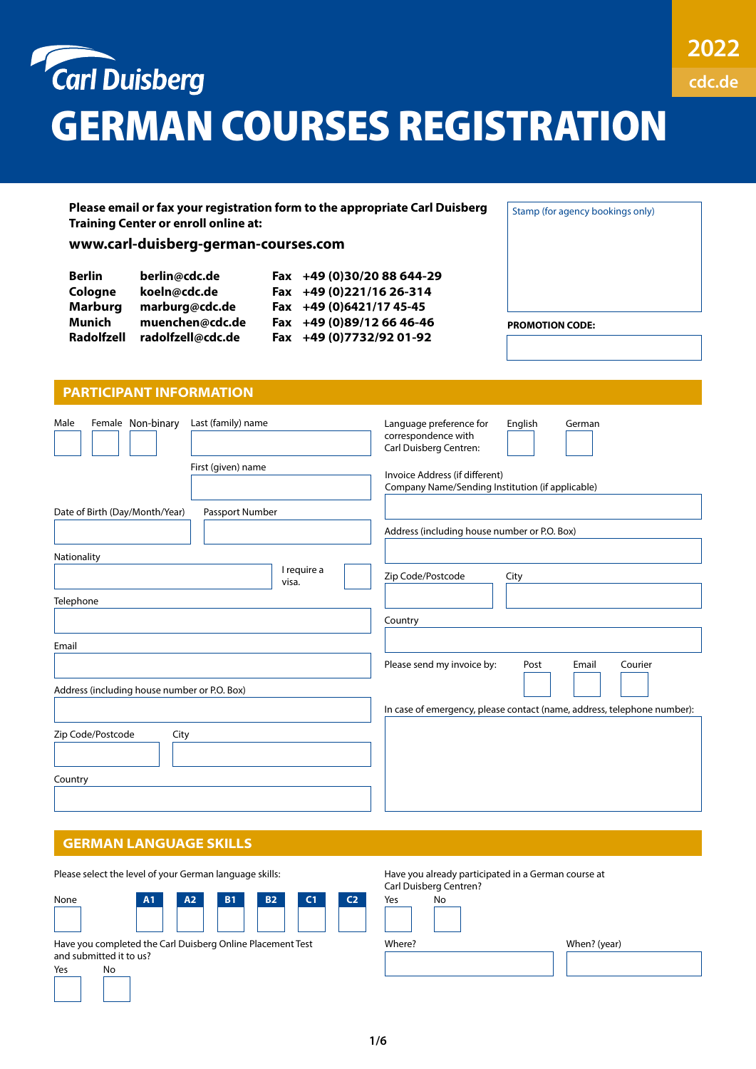Carl Duisberg

2022

cdc.de

# GERMAN COURSES REGISTRATION

**Please email or fax your registration form to the appropriate Carl Duisberg Training Center or enroll online at:**

**www.carl-duisberg-german-courses.com**

| | | | |
|---|---|---|---|
| **Berlin** | **berlin@cdc.de** | **Fax** | **+49 (0)30/20 88 644-29** |
| **Cologne** | **koeln@cdc.de** | **Fax** | **+49 (0)221/16 26-314** |
| **Marburg** | **marburg@cdc.de** | **Fax** | **+49 (0)6421/17 45-45** |
| **Munich** | **muenchen@cdc.de** | **Fax** | **+49 (0)89/12 66 46-46** |
| **Radolfzell** | **radolfzell@cdc.de** | **Fax** | **+49 (0)7732/92 01-92** |

Stamp (for agency bookings only)

**PROMOTION CODE:**

## PARTICIPANT INFORMATION

Male ☐ Female ☐ Non-binary ☐

Last (family) name

First (given) name

Date of Birth (Day/Month/Year)

Passport Number

Nationality

I require a visa. ☐

Telephone

Email

Address (including house number or P.O. Box)

Zip Code/Postcode

City

Country

Language preference for correspondence with Carl Duisberg Centren: English ☐ German ☐

Invoice Address (if different)
Company Name/Sending Institution (if applicable)

Address (including house number or P.O. Box)

Zip Code/Postcode

City

Country

Please send my invoice by: Post ☐ Email ☐ Courier ☐

In case of emergency, please contact (name, address, telephone number):

## GERMAN LANGUAGE SKILLS

Please select the level of your German language skills:

None ☐ A1 ☐ A2 ☐ B1 ☐ B2 ☐ C1 ☐ C2 ☐

Have you completed the Carl Duisberg Online Placement Test and submitted it to us?

Yes ☐ No ☐

Have you already participated in a German course at Carl Duisberg Centren?

Yes ☐ No ☐

Where?

When? (year)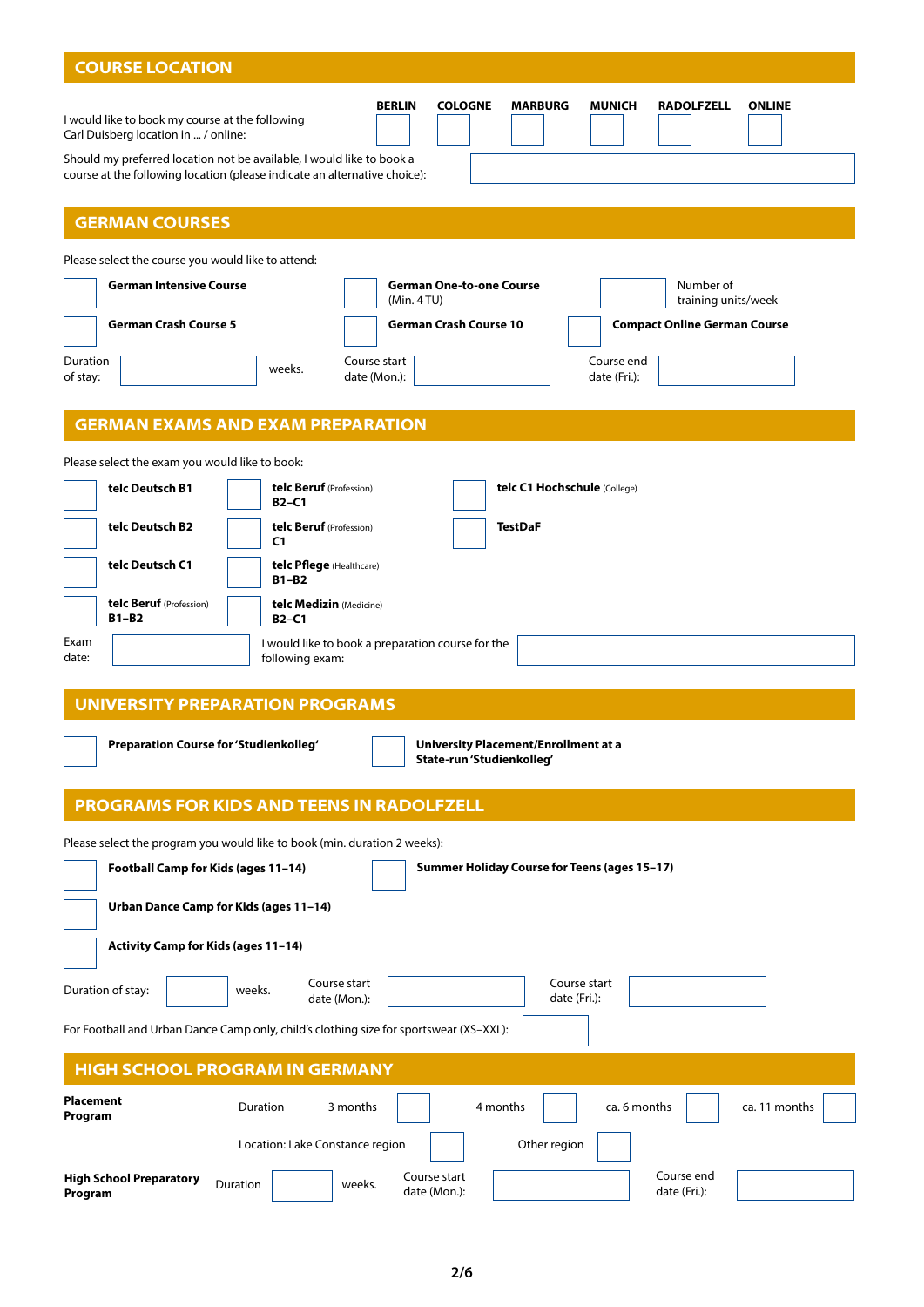## COURSE LOCATION

I would like to book my course at the following Carl Duisberg location in ... / online:

| BERLIN | COLOGNE | MARBURG | MUNICH | RADOLFZELL | ONLINE |
|---|---|---|---|---|---|
| ☐ | ☐ | ☐ | ☐ | ☐ | ☐ |

Should my preferred location not be available, I would like to book a course at the following location (please indicate an alternative choice): ____________

## GERMAN COURSES

Please select the course you would like to attend:

- ☐ **German Intensive Course**
- ☐ **German One-to-one Course** (Min. 4 TU) ____ Number of training units/week
- ☐ **German Crash Course 5**
- ☐ **German Crash Course 10**
- ☐ **Compact Online German Course**

Duration of stay: ____ weeks. Course start date (Mon.): ____ Course end date (Fri.): ____

## GERMAN EXAMS AND EXAM PREPARATION

Please select the exam you would like to book:

- ☐ **telc Deutsch B1**
- ☐ **telc Deutsch B2**
- ☐ **telc Deutsch C1**
- ☐ **telc Beruf** (Profession) **B1–B2**
- ☐ **telc Beruf** (Profession) **B2–C1**
- ☐ **telc Beruf** (Profession) **C1**
- ☐ **telc Pflege** (Healthcare) **B1–B2**
- ☐ **telc Medizin** (Medicine) **B2–C1**
- ☐ **telc C1 Hochschule** (College)
- ☐ **TestDaF**

Exam date: ____ I would like to book a preparation course for the following exam: ____

## UNIVERSITY PREPARATION PROGRAMS

- ☐ **Preparation Course for 'Studienkolleg'**
- ☐ **University Placement/Enrollment at a State-run 'Studienkolleg'**

## PROGRAMS FOR KIDS AND TEENS IN RADOLFZELL

Please select the program you would like to book (min. duration 2 weeks):

- ☐ **Football Camp for Kids (ages 11–14)**
- ☐ **Urban Dance Camp for Kids (ages 11–14)**
- ☐ **Activity Camp for Kids (ages 11–14)**
- ☐ **Summer Holiday Course for Teens (ages 15–17)**

Duration of stay: ____ weeks. Course start date (Mon.): ____ Course start date (Fri.): ____

For Football and Urban Dance Camp only, child's clothing size for sportswear (XS–XXL): ____

## HIGH SCHOOL PROGRAM IN GERMANY

**Placement Program**

Duration: 3 months ☐ 4 months ☐ ca. 6 months ☐ ca. 11 months ☐

Location: Lake Constance region ☐ Other region ☐

**High School Preparatory Program**

Duration ____ weeks. Course start date (Mon.): ____ Course end date (Fri.): ____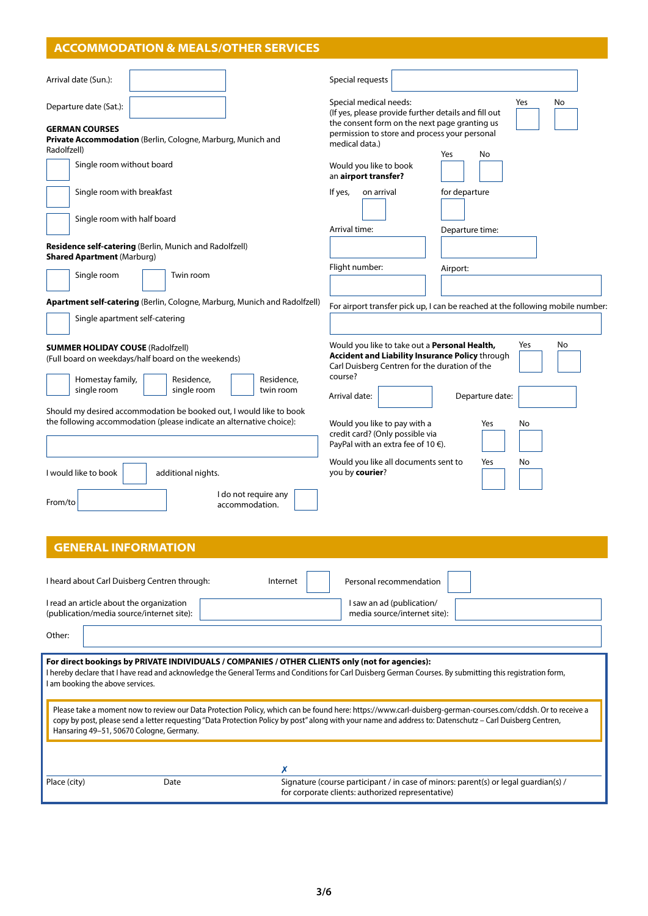## ACCOMMODATION & MEALS/OTHER SERVICES

Arrival date (Sun.):

Departure date (Sat.):

**GERMAN COURSES**
**Private Accommodation** (Berlin, Cologne, Marburg, Munich and Radolfzell)

- Single room without board
- Single room with breakfast
- Single room with half board

**Residence self-catering** (Berlin, Munich and Radolfzell)
**Shared Apartment** (Marburg)

- Single room
- Twin room

**Apartment self-catering** (Berlin, Cologne, Marburg, Munich and Radolfzell)

- Single apartment self-catering

**SUMMER HOLIDAY COUSE** (Radolfzell)
(Full board on weekdays/half board on the weekends)

- Homestay family, single room
- Residence, single room
- Residence, twin room

Should my desired accommodation be booked out, I would like to book the following accommodation (please indicate an alternative choice):

I would like to book ___ additional nights.

From/to

I do not require any accommodation.

Special requests

Special medical needs: (If yes, please provide further details and fill out the consent form on the next page granting us permission to store and process your personal medical data.) Yes No

Would you like to book an **airport transfer?** Yes No

If yes, on arrival / for departure

Arrival time:

Departure time:

Flight number:

Airport:

For airport transfer pick up, I can be reached at the following mobile number:

Would you like to take out a **Personal Health, Accident and Liability Insurance Policy** through Carl Duisberg Centren for the duration of the course? Yes No

Arrival date:

Departure date:

Would you like to pay with a credit card? (Only possible via PayPal with an extra fee of 10 €). Yes No

Would you like all documents sent to you by **courier**? Yes No

## GENERAL INFORMATION

I heard about Carl Duisberg Centren through: Internet / Personal recommendation

I read an article about the organization (publication/media source/internet site):

I saw an ad (publication/ media source/internet site):

Other:

**For direct bookings by PRIVATE INDIVIDUALS / COMPANIES / OTHER CLIENTS only (not for agencies):**
I hereby declare that I have read and acknowledge the General Terms and Conditions for Carl Duisberg German Courses. By submitting this registration form, I am booking the above services.

Please take a moment now to review our Data Protection Policy, which can be found here: https://www.carl-duisberg-german-courses.com/cddsh. Or to receive a copy by post, please send a letter requesting "Data Protection Policy by post" along with your name and address to: Datenschutz – Carl Duisberg Centren, Hansaring 49–51, 50670 Cologne, Germany.

Place (city) | Date | ✗ Signature (course participant / in case of minors: parent(s) or legal guardian(s) / for corporate clients: authorized representative)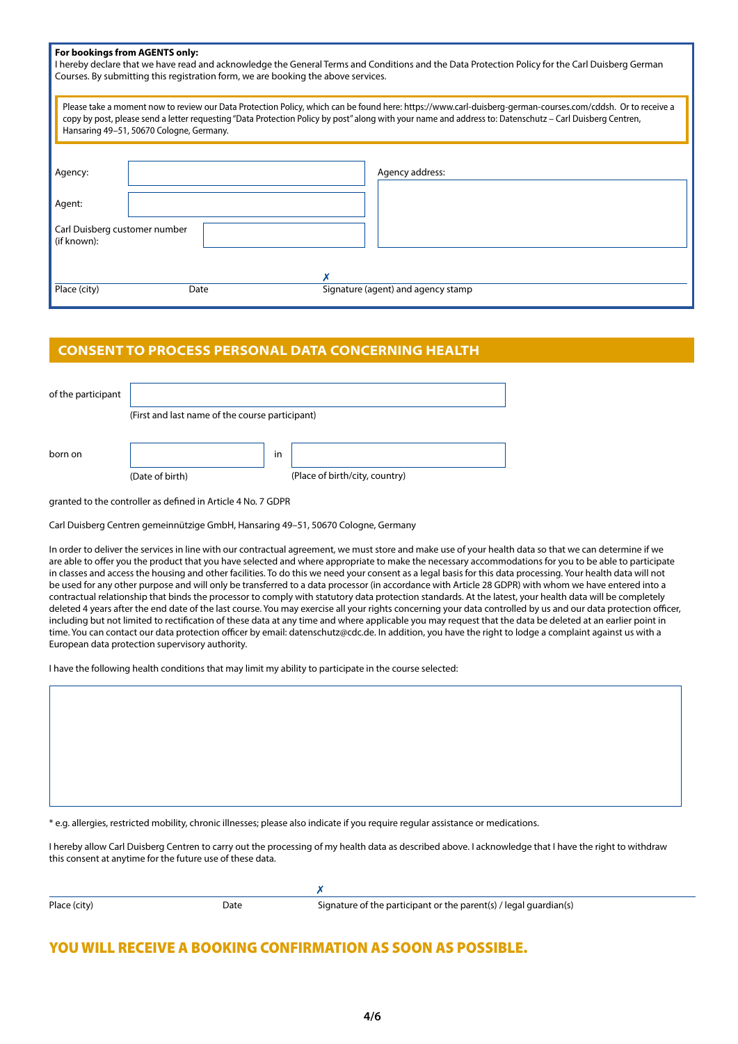**For bookings from AGENTS only:**
I hereby declare that we have read and acknowledge the General Terms and Conditions and the Data Protection Policy for the Carl Duisberg German Courses. By submitting this registration form, we are booking the above services.

Please take a moment now to review our Data Protection Policy, which can be found here: https://www.carl-duisberg-german-courses.com/cddsh. Or to receive a copy by post, please send a letter requesting "Data Protection Policy by post" along with your name and address to: Datenschutz – Carl Duisberg Centren, Hansaring 49–51, 50670 Cologne, Germany.

Agency:

Agent:

Carl Duisberg customer number (if known):

Agency address:

✗

Place (city) Date Signature (agent) and agency stamp

## CONSENT TO PROCESS PERSONAL DATA CONCERNING HEALTH

of the participant

(First and last name of the course participant)

born on (Date of birth) in (Place of birth/city, country)

granted to the controller as defined in Article 4 No. 7 GDPR

Carl Duisberg Centren gemeinnützige GmbH, Hansaring 49–51, 50670 Cologne, Germany

In order to deliver the services in line with our contractual agreement, we must store and make use of your health data so that we can determine if we are able to offer you the product that you have selected and where appropriate to make the necessary accommodations for you to be able to participate in classes and access the housing and other facilities. To do this we need your consent as a legal basis for this data processing. Your health data will not be used for any other purpose and will only be transferred to a data processor (in accordance with Article 28 GDPR) with whom we have entered into a contractual relationship that binds the processor to comply with statutory data protection standards. At the latest, your health data will be completely deleted 4 years after the end date of the last course. You may exercise all your rights concerning your data controlled by us and our data protection officer, including but not limited to rectification of these data at any time and where applicable you may request that the data be deleted at an earlier point in time. You can contact our data protection officer by email: datenschutz@cdc.de. In addition, you have the right to lodge a complaint against us with a European data protection supervisory authority.

I have the following health conditions that may limit my ability to participate in the course selected:

* e.g. allergies, restricted mobility, chronic illnesses; please also indicate if you require regular assistance or medications.

I hereby allow Carl Duisberg Centren to carry out the processing of my health data as described above. I acknowledge that I have the right to withdraw this consent at anytime for the future use of these data.

✗

Place (city) Date Signature of the participant or the parent(s) / legal guardian(s)

## YOU WILL RECEIVE A BOOKING CONFIRMATION AS SOON AS POSSIBLE.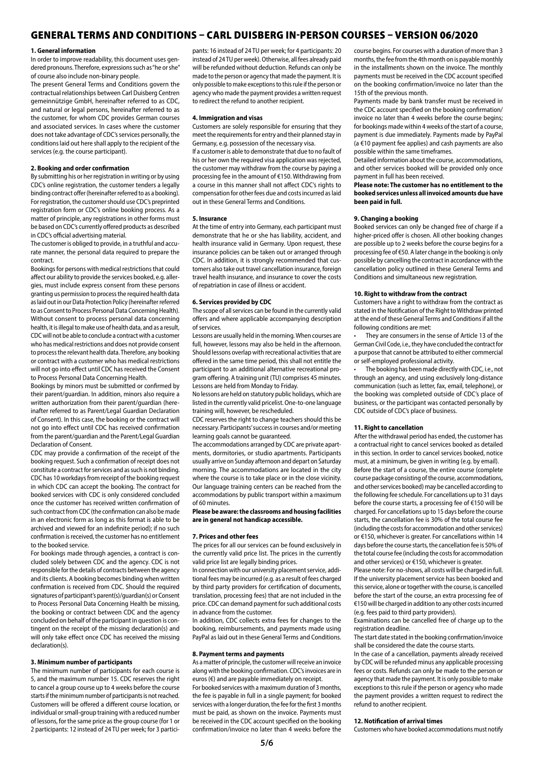# GENERAL TERMS AND CONDITIONS – CARL DUISBERG IN-PERSON COURSES – VERSION 06/2020

## 1. General information

In order to improve readability, this document uses gendered pronouns. Therefore, expressions such as "he or she" of course also include non-binary people.

The present General Terms and Conditions govern the contractual relationships between Carl Duisberg Centren gemeinnützige GmbH, hereinafter referred to as CDC, and natural or legal persons, hereinafter referred to as the customer, for whom CDC provides German courses and associated services. In cases where the customer does not take advantage of CDC's services personally, the conditions laid out here shall apply to the recipient of the services (e.g. the course participant).

## 2. Booking and order confirmation

By submitting his or her registration in writing or by using CDC's online registration, the customer tenders a legally binding contract offer (hereinafter referred to as a booking). For registration, the customer should use CDC's preprinted registration form or CDC's online booking process. As a matter of principle, any registrations in other forms must be based on CDC's currently offered products as described in CDC's official advertising material.

The customer is obliged to provide, in a truthful and accurate manner, the personal data required to prepare the contract.

Bookings for persons with medical restrictions that could affect our ability to provide the services booked, e.g. allergies, must include express consent from these persons granting us permission to process the required health data as laid out in our Data Protection Policy (hereinafter referred to as Consent to Process Personal Data Concerning Health). Without consent to process personal data concerning health, it is illegal to make use of health data, and as a result, CDC will not be able to conclude a contract with a customer who has medical restrictions and does not provide consent to process the relevant health data. Therefore, any booking or contract with a customer who has medical restrictions will not go into effect until CDC has received the Consent to Process Personal Data Concerning Health.

Bookings by minors must be submitted or confirmed by their parent/guardian. In addition, minors also require a written authorization from their parent/guardian (hereinafter referred to as Parent/Legal Guardian Declaration of Consent). In this case, the booking or the contract will not go into effect until CDC has received confirmation from the parent/guardian and the Parent/Legal Guardian Declaration of Consent.

CDC may provide a confirmation of the receipt of the booking request. Such a confirmation of receipt does not constitute a contract for services and as such is not binding. CDC has 10 workdays from receipt of the booking request in which CDC can accept the booking. The contract for booked services with CDC is only considered concluded once the customer has received written confirmation of such contract from CDC (the confirmation can also be made in an electronic form as long as this format is able to be archived and viewed for an indefinite period); if no such confirmation is received, the customer has no entitlement to the booked service.

For bookings made through agencies, a contract is concluded solely between CDC and the agency. CDC is not responsible for the details of contracts between the agency and its clients. A booking becomes binding when written confirmation is received from CDC. Should the required signatures of participant's parent(s)/guardian(s) or Consent to Process Personal Data Concerning Health be missing, the booking or contract between CDC and the agency concluded on behalf of the participant in question is contingent on the receipt of the missing declaration(s) and will only take effect once CDC has received the missing declaration(s).

## 3. Minimum number of participants

The minimum number of participants for each course is 5, and the maximum number 15. CDC reserves the right to cancel a group course up to 4 weeks before the course starts if the minimum number of participants is not reached. Customers will be offered a different course location, or individual or small-group training with a reduced number of lessons, for the same price as the group course (for 1 or 2 participants: 12 instead of 24 TU per week; for 3 participants: 16 instead of 24 TU per week; for 4 participants: 20 instead of 24 TU per week). Otherwise, all fees already paid will be refunded without deduction. Refunds can only be made to the person or agency that made the payment. It is only possible to make exceptions to this rule if the person or agency who made the payment provides a written request to redirect the refund to another recipient.

## 4. Immigration and visas

Customers are solely responsible for ensuring that they meet the requirements for entry and their planned stay in Germany, e.g. possession of the necessary visa.

If a customer is able to demonstrate that due to no fault of his or her own the required visa application was rejected, the customer may withdraw from the course by paying a processing fee in the amount of €150. Withdrawing from a course in this manner shall not affect CDC's rights to compensation for other fees due and costs incurred as laid out in these General Terms and Conditions.

## 5. Insurance

At the time of entry into Germany, each participant must demonstrate that he or she has liability, accident, and health insurance valid in Germany. Upon request, these insurance policies can be taken out or arranged through CDC. In addition, it is strongly recommended that customers also take out travel cancellation insurance, foreign travel health insurance, and insurance to cover the costs of repatriation in case of illness or accident.

## 6. Services provided by CDC

The scope of all services can be found in the currently valid offers and where applicable accompanying description of services.

Lessons are usually held in the morning. When courses are full, however, lessons may also be held in the afternoon. Should lessons overlap with recreational activities that are offered in the same time period, this shall not entitle the participant to an additional alternative recreational program offering. A training unit (TU) comprises 45 minutes. Lessons are held from Monday to Friday.

No lessons are held on statutory public holidays, which are listed in the currently valid pricelist. One-to-one language training will, however, be rescheduled.

CDC reserves the right to change teachers should this be necessary. Participants' success in courses and/or meeting learning goals cannot be guaranteed.

The accommodations arranged by CDC are private apartments, dormitories, or studio apartments. Participants usually arrive on Sunday afternoon and depart on Saturday morning. The accommodations are located in the city where the course is to take place or in the close vicinity. Our language training centers can be reached from the accommodations by public transport within a maximum of 60 minutes.

**Please be aware: the classrooms and housing facilities are in general not handicap accessible.**

## 7. Prices and other fees

The prices for all our services can be found exclusively in the currently valid price list. The prices in the currently valid price list are legally binding prices.

In connection with our university placement service, additional fees may be incurred (e.g. as a result of fees charged by third party providers for certification of documents, translation, processing fees) that are not included in the price. CDC can demand payment for such additional costs in advance from the customer.

In addition, CDC collects extra fees for changes to the booking, reimbursements, and payments made using PayPal as laid out in these General Terms and Conditions.

## 8. Payment terms and payments

As a matter of principle, the customer will receive an invoice along with the booking confirmation. CDC's invoices are in euros (€) and are payable immediately on receipt.

For booked services with a maximum duration of 3 months, the fee is payable in full in a single payment; for booked services with a longer duration, the fee for the first 3 months must be paid, as shown on the invoice. Payments must be received in the CDC account specified on the booking confirmation/invoice no later than 4 weeks before the course begins. For courses with a duration of more than 3 months, the fee from the 4th month on is payable monthly in the installments shown on the invoice. The monthly payments must be received in the CDC account specified on the booking confirmation/invoice no later than the 15th of the previous month.

Payments made by bank transfer must be received in the CDC account specified on the booking confirmation/invoice no later than 4 weeks before the course begins; for bookings made within 4 weeks of the start of a course, payment is due immediately. Payments made by PayPal (a €10 payment fee applies) and cash payments are also possible within the same timeframes.

Detailed information about the course, accommodations, and other services booked will be provided only once payment in full has been received.

**Please note: The customer has no entitlement to the booked services unless all invoiced amounts due have been paid in full.**

## 9. Changing a booking

Booked services can only be changed free of charge if a higher-priced offer is chosen. All other booking changes are possible up to 2 weeks before the course begins for a processing fee of €50. A later change in the booking is only possible by cancelling the contract in accordance with the cancellation policy outlined in these General Terms and Conditions and simultaneous new registration.

## 10. Right to withdraw from the contract

Customers have a right to withdraw from the contract as stated in the Notification of the Right to Withdraw printed at the end of these General Terms and Conditions if all the following conditions are met:

- They are consumers in the sense of Article 13 of the German Civil Code, i.e., they have concluded the contract for a purpose that cannot be attributed to either commercial or self-employed professional activity.
- The booking has been made directly with CDC, i.e., not through an agency, and using exclusively long-distance communication (such as letter, fax, email, telephone), or the booking was completed outside of CDC's place of business, or the participant was contacted personally by CDC outside of CDC's place of business.

## 11. Right to cancellation

After the withdrawal period has ended, the customer has a contractual right to cancel services booked as detailed in this section. In order to cancel services booked, notice must, at a minimum, be given in writing (e.g. by email).

Before the start of a course, the entire course (complete course package consisting of the course, accommodations, and other services booked) may be cancelled according to the following fee schedule. For cancellations up to 31 days before the course starts, a processing fee of €150 will be charged. For cancellations up to 15 days before the course starts, the cancellation fee is 30% of the total course fee (including the costs for accommodation and other services) or €150, whichever is greater. For cancellations within 14 days before the course starts, the cancellation fee is 50% of the total course fee (including the costs for accommodation and other services) or €150, whichever is greater.

Please note: For no-shows, all costs will be charged in full. If the university placement service has been booked and this service, alone or together with the course, is cancelled before the start of the course, an extra processing fee of €150 will be charged in addition to any other costs incurred (e.g. fees paid to third party providers).

Examinations can be cancelled free of charge up to the registration deadline.

The start date stated in the booking confirmation/invoice shall be considered the date the course starts.

In the case of a cancellation, payments already received by CDC will be refunded minus any applicable processing fees or costs. Refunds can only be made to the person or agency that made the payment. It is only possible to make exceptions to this rule if the person or agency who made the payment provides a written request to redirect the refund to another recipient.

## 12. Notification of arrival times

Customers who have booked accommodations must notify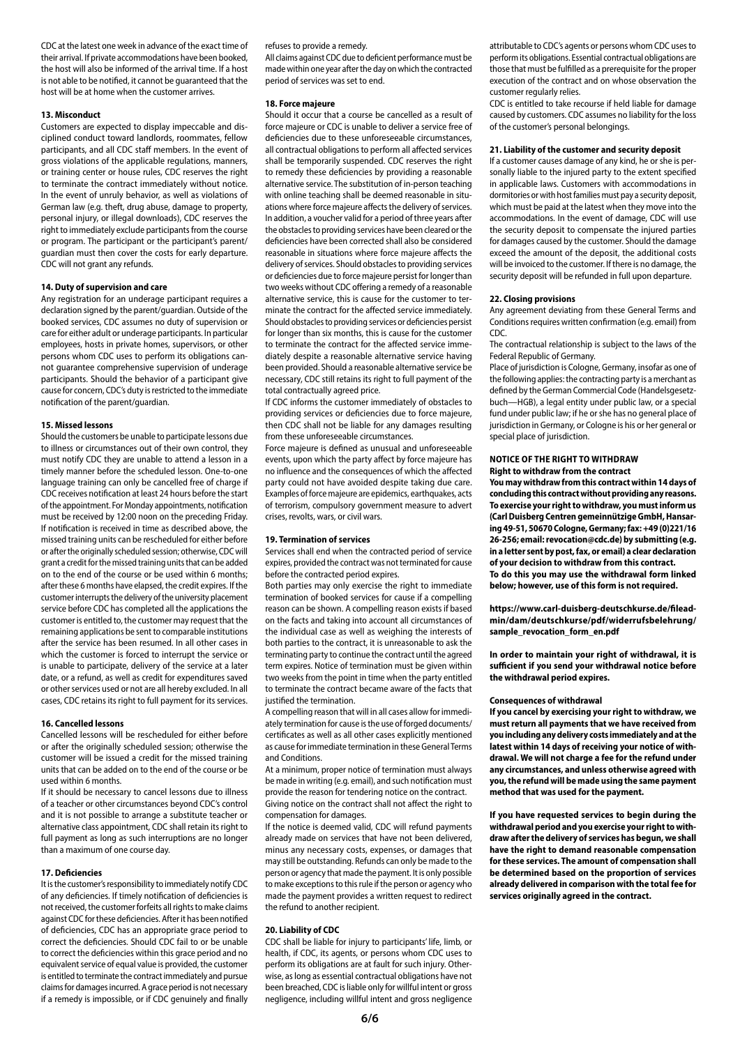CDC at the latest one week in advance of the exact time of their arrival. If private accommodations have been booked, the host will also be informed of the arrival time. If a host is not able to be notified, it cannot be guaranteed that the host will be at home when the customer arrives.

#### 13. Misconduct

Customers are expected to display impeccable and disciplined conduct toward landlords, roommates, fellow participants, and all CDC staff members. In the event of gross violations of the applicable regulations, manners, or training center or house rules, CDC reserves the right to terminate the contract immediately without notice. In the event of unruly behavior, as well as violations of German law (e.g. theft, drug abuse, damage to property, personal injury, or illegal downloads), CDC reserves the right to immediately exclude participants from the course or program. The participant or the participant's parent/guardian must then cover the costs for early departure. CDC will not grant any refunds.

#### 14. Duty of supervision and care

Any registration for an underage participant requires a declaration signed by the parent/guardian. Outside of the booked services, CDC assumes no duty of supervision or care for either adult or underage participants. In particular employees, hosts in private homes, supervisors, or other persons whom CDC uses to perform its obligations cannot guarantee comprehensive supervision of underage participants. Should the behavior of a participant give cause for concern, CDC's duty is restricted to the immediate notification of the parent/guardian.

#### 15. Missed lessons

Should the customers be unable to participate lessons due to illness or circumstances out of their own control, they must notify CDC they are unable to attend a lesson in a timely manner before the scheduled lesson. One-to-one language training can only be cancelled free of charge if CDC receives notification at least 24 hours before the start of the appointment. For Monday appointments, notification must be received by 12:00 noon on the preceding Friday. If notification is received in time as described above, the missed training units can be rescheduled for either before or after the originally scheduled session; otherwise, CDC will grant a credit for the missed training units that can be added on to the end of the course or be used within 6 months; after these 6 months have elapsed, the credit expires. If the customer interrupts the delivery of the university placement service before CDC has completed all the applications the customer is entitled to, the customer may request that the remaining applications be sent to comparable institutions after the service has been resumed. In all other cases in which the customer is forced to interrupt the service or is unable to participate, delivery of the service at a later date, or a refund, as well as credit for expenditures saved or other services used or not are all hereby excluded. In all cases, CDC retains its right to full payment for its services.

#### 16. Cancelled lessons

Cancelled lessons will be rescheduled for either before or after the originally scheduled session; otherwise the customer will be issued a credit for the missed training units that can be added on to the end of the course or be used within 6 months.

If it should be necessary to cancel lessons due to illness of a teacher or other circumstances beyond CDC's control and it is not possible to arrange a substitute teacher or alternative class appointment, CDC shall retain its right to full payment as long as such interruptions are no longer than a maximum of one course day.

#### 17. Deficiencies

It is the customer's responsibility to immediately notify CDC of any deficiencies. If timely notification of deficiencies is not received, the customer forfeits all rights to make claims against CDC for these deficiencies. After it has been notified of deficiencies, CDC has an appropriate grace period to correct the deficiencies. Should CDC fail to or be unable to correct the deficiencies within this grace period and no equivalent service of equal value is provided, the customer is entitled to terminate the contract immediately and pursue claims for damages incurred. A grace period is not necessary if a remedy is impossible, or if CDC genuinely and finally refuses to provide a remedy.

All claims against CDC due to deficient performance must be made within one year after the day on which the contracted period of services was set to end.

#### 18. Force majeure

Should it occur that a course be cancelled as a result of force majeure or CDC is unable to deliver a service free of deficiencies due to these unforeseeable circumstances, all contractual obligations to perform all affected services shall be temporarily suspended. CDC reserves the right to remedy these deficiencies by providing a reasonable alternative service. The substitution of in-person teaching with online teaching shall be deemed reasonable in situations where force majeure affects the delivery of services. In addition, a voucher valid for a period of three years after the obstacles to providing services have been cleared or the deficiencies have been corrected shall also be considered reasonable in situations where force majeure affects the delivery of services. Should obstacles to providing services or deficiencies due to force majeure persist for longer than two weeks without CDC offering a remedy of a reasonable alternative service, this is cause for the customer to terminate the contract for the affected service immediately. Should obstacles to providing services or deficiencies persist for longer than six months, this is cause for the customer to terminate the contract for the affected service immediately despite a reasonable alternative service having been provided. Should a reasonable alternative service be necessary, CDC still retains its right to full payment of the total contractually agreed price.

If CDC informs the customer immediately of obstacles to providing services or deficiencies due to force majeure, then CDC shall not be liable for any damages resulting from these unforeseeable circumstances.

Force majeure is defined as unusual and unforeseeable events, upon which the party affect by force majeure has no influence and the consequences of which the affected party could not have avoided despite taking due care. Examples of force majeure are epidemics, earthquakes, acts of terrorism, compulsory government measure to advert crises, revolts, wars, or civil wars.

#### 19. Termination of services

Services shall end when the contracted period of service expires, provided the contract was not terminated for cause before the contracted period expires.

Both parties may only exercise the right to immediate termination of booked services for cause if a compelling reason can be shown. A compelling reason exists if based on the facts and taking into account all circumstances of the individual case as well as weighing the interests of both parties to the contract, it is unreasonable to ask the terminating party to continue the contract until the agreed term expires. Notice of termination must be given within two weeks from the point in time when the party entitled to terminate the contract became aware of the facts that justified the termination.

A compelling reason that will in all cases allow for immediately termination for cause is the use of forged documents/certificates as well as all other cases explicitly mentioned as cause for immediate termination in these General Terms and Conditions.

At a minimum, proper notice of termination must always be made in writing (e.g. email), and such notification must provide the reason for tendering notice on the contract.

Giving notice on the contract shall not affect the right to compensation for damages.

If the notice is deemed valid, CDC will refund payments already made on services that have not been delivered, minus any necessary costs, expenses, or damages that may still be outstanding. Refunds can only be made to the person or agency that made the payment. It is only possible to make exceptions to this rule if the person or agency who made the payment provides a written request to redirect the refund to another recipient.

#### 20. Liability of CDC

CDC shall be liable for injury to participants' life, limb, or health, if CDC, its agents, or persons whom CDC uses to perform its obligations are at fault for such injury. Otherwise, as long as essential contractual obligations have not been breached, CDC is liable only for willful intent or gross negligence, including willful intent and gross negligence attributable to CDC's agents or persons whom CDC uses to perform its obligations. Essential contractual obligations are those that must be fulfilled as a prerequisite for the proper execution of the contract and on whose observation the customer regularly relies.

CDC is entitled to take recourse if held liable for damage caused by customers. CDC assumes no liability for the loss of the customer's personal belongings.

#### 21. Liability of the customer and security deposit

If a customer causes damage of any kind, he or she is personally liable to the injured party to the extent specified in applicable laws. Customers with accommodations in dormitories or with host families must pay a security deposit, which must be paid at the latest when they move into the accommodations. In the event of damage, CDC will use the security deposit to compensate the injured parties for damages caused by the customer. Should the damage exceed the amount of the deposit, the additional costs will be invoiced to the customer. If there is no damage, the security deposit will be refunded in full upon departure.

#### 22. Closing provisions

Any agreement deviating from these General Terms and Conditions requires written confirmation (e.g. email) from CDC.

The contractual relationship is subject to the laws of the Federal Republic of Germany.

Place of jurisdiction is Cologne, Germany, insofar as one of the following applies: the contracting party is a merchant as defined by the German Commercial Code (Handelsgesetzbuch—HGB), a legal entity under public law, or a special fund under public law; if he or she has no general place of jurisdiction in Germany, or Cologne is his or her general or special place of jurisdiction.

#### NOTICE OF THE RIGHT TO WITHDRAW

**Right to withdraw from the contract**

**You may withdraw from this contract within 14 days of concluding this contract without providing any reasons. To exercise your right to withdraw, you must inform us (Carl Duisberg Centren gemeinnützige GmbH, Hansaring 49-51, 50670 Cologne, Germany; fax: +49 (0)221/16 26-256; email: revocation@cdc.de) by submitting (e.g. in a letter sent by post, fax, or email) a clear declaration of your decision to withdraw from this contract.**

**To do this you may use the withdrawal form linked below; however, use of this form is not required.**

**https://www.carl-duisberg-deutschkurse.de/fileadmin/dam/deutschkurse/pdf/widerrufsbelehrung/sample_revocation_form_en.pdf**

**In order to maintain your right of withdrawal, it is sufficient if you send your withdrawal notice before the withdrawal period expires.**

**Consequences of withdrawal**

**If you cancel by exercising your right to withdraw, we must return all payments that we have received from you including any delivery costs immediately and at the latest within 14 days of receiving your notice of withdrawal. We will not charge a fee for the refund under any circumstances, and unless otherwise agreed with you, the refund will be made using the same payment method that was used for the payment.**

**If you have requested services to begin during the withdrawal period and you exercise your right to withdraw after the delivery of services has begun, we shall have the right to demand reasonable compensation for these services. The amount of compensation shall be determined based on the proportion of services already delivered in comparison with the total fee for services originally agreed in the contract.**